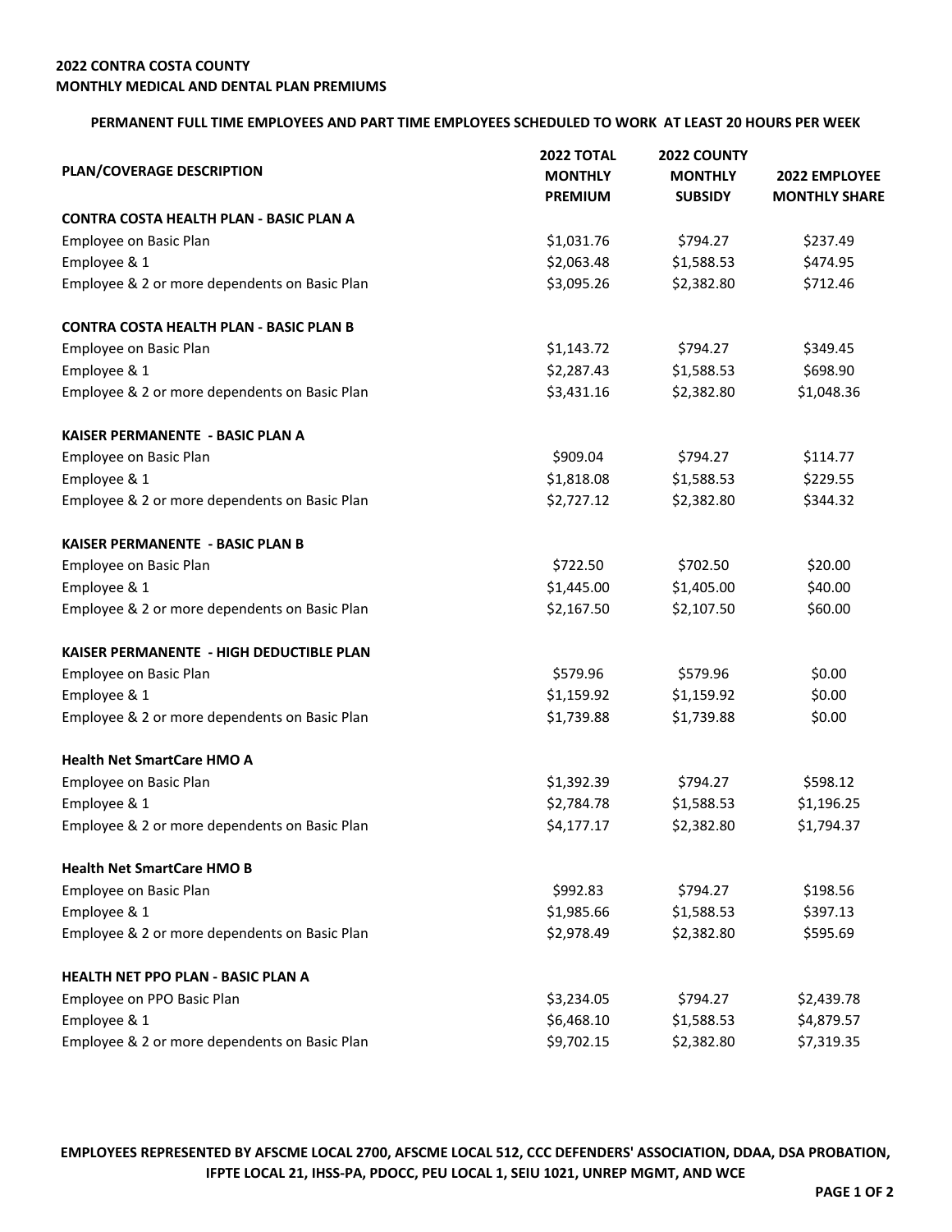**2022 CONTRA COSTA COUNTY**
**MONTHLY MEDICAL AND DENTAL PLAN PREMIUMS**

**PERMANENT FULL TIME EMPLOYEES AND PART TIME EMPLOYEES SCHEDULED TO WORK AT LEAST 20 HOURS PER WEEK**

| PLAN/COVERAGE DESCRIPTION | 2022 TOTAL MONTHLY PREMIUM | 2022 COUNTY MONTHLY SUBSIDY | 2022 EMPLOYEE MONTHLY SHARE |
|---|---|---|---|
| **CONTRA COSTA HEALTH PLAN - BASIC PLAN A** | | | |
| Employee on Basic Plan | $1,031.76 | $794.27 | $237.49 |
| Employee & 1 | $2,063.48 | $1,588.53 | $474.95 |
| Employee & 2 or more dependents on Basic Plan | $3,095.26 | $2,382.80 | $712.46 |
| **CONTRA COSTA HEALTH PLAN - BASIC PLAN B** | | | |
| Employee on Basic Plan | $1,143.72 | $794.27 | $349.45 |
| Employee & 1 | $2,287.43 | $1,588.53 | $698.90 |
| Employee & 2 or more dependents on Basic Plan | $3,431.16 | $2,382.80 | $1,048.36 |
| **KAISER PERMANENTE - BASIC PLAN A** | | | |
| Employee on Basic Plan | $909.04 | $794.27 | $114.77 |
| Employee & 1 | $1,818.08 | $1,588.53 | $229.55 |
| Employee & 2 or more dependents on Basic Plan | $2,727.12 | $2,382.80 | $344.32 |
| **KAISER PERMANENTE - BASIC PLAN B** | | | |
| Employee on Basic Plan | $722.50 | $702.50 | $20.00 |
| Employee & 1 | $1,445.00 | $1,405.00 | $40.00 |
| Employee & 2 or more dependents on Basic Plan | $2,167.50 | $2,107.50 | $60.00 |
| **KAISER PERMANENTE - HIGH DEDUCTIBLE PLAN** | | | |
| Employee on Basic Plan | $579.96 | $579.96 | $0.00 |
| Employee & 1 | $1,159.92 | $1,159.92 | $0.00 |
| Employee & 2 or more dependents on Basic Plan | $1,739.88 | $1,739.88 | $0.00 |
| **Health Net SmartCare HMO A** | | | |
| Employee on Basic Plan | $1,392.39 | $794.27 | $598.12 |
| Employee & 1 | $2,784.78 | $1,588.53 | $1,196.25 |
| Employee & 2 or more dependents on Basic Plan | $4,177.17 | $2,382.80 | $1,794.37 |
| **Health Net SmartCare HMO B** | | | |
| Employee on Basic Plan | $992.83 | $794.27 | $198.56 |
| Employee & 1 | $1,985.66 | $1,588.53 | $397.13 |
| Employee & 2 or more dependents on Basic Plan | $2,978.49 | $2,382.80 | $595.69 |
| **HEALTH NET PPO PLAN - BASIC PLAN A** | | | |
| Employee on PPO Basic Plan | $3,234.05 | $794.27 | $2,439.78 |
| Employee & 1 | $6,468.10 | $1,588.53 | $4,879.57 |
| Employee & 2 or more dependents on Basic Plan | $9,702.15 | $2,382.80 | $7,319.35 |

**EMPLOYEES REPRESENTED BY AFSCME LOCAL 2700, AFSCME LOCAL 512, CCC DEFENDERS' ASSOCIATION, DDAA, DSA PROBATION, IFPTE LOCAL 21, IHSS-PA, PDOCC, PEU LOCAL 1, SEIU 1021, UNREP MGMT, AND WCE**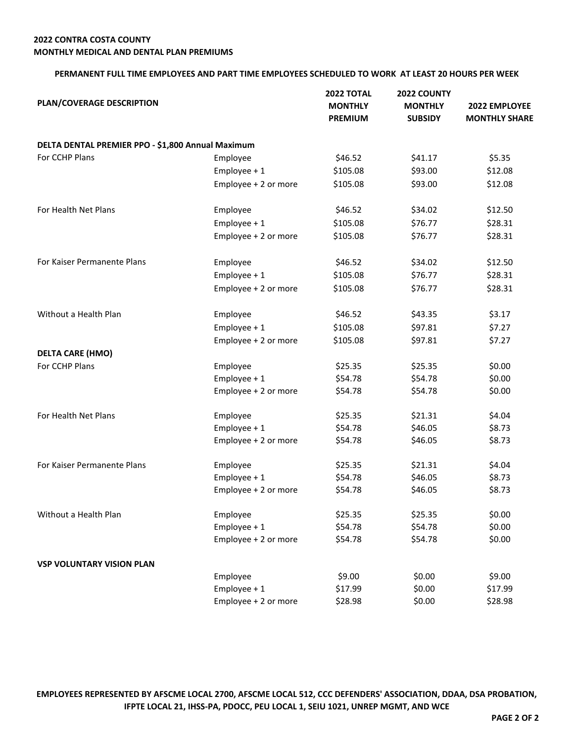## 2022 CONTRA COSTA COUNTY
## MONTHLY MEDICAL AND DENTAL PLAN PREMIUMS

**PERMANENT FULL TIME EMPLOYEES AND PART TIME EMPLOYEES SCHEDULED TO WORK AT LEAST 20 HOURS PER WEEK**

| PLAN/COVERAGE DESCRIPTION | | 2022 TOTAL MONTHLY PREMIUM | 2022 COUNTY MONTHLY SUBSIDY | 2022 EMPLOYEE MONTHLY SHARE |
|---|---|---|---|---|
| **DELTA DENTAL PREMIER PPO - $1,800 Annual Maximum** | | | | |
| For CCHP Plans | Employee | $46.52 | $41.17 | $5.35 |
| | Employee + 1 | $105.08 | $93.00 | $12.08 |
| | Employee + 2 or more | $105.08 | $93.00 | $12.08 |
| For Health Net Plans | Employee | $46.52 | $34.02 | $12.50 |
| | Employee + 1 | $105.08 | $76.77 | $28.31 |
| | Employee + 2 or more | $105.08 | $76.77 | $28.31 |
| For Kaiser Permanente Plans | Employee | $46.52 | $34.02 | $12.50 |
| | Employee + 1 | $105.08 | $76.77 | $28.31 |
| | Employee + 2 or more | $105.08 | $76.77 | $28.31 |
| Without a Health Plan | Employee | $46.52 | $43.35 | $3.17 |
| | Employee + 1 | $105.08 | $97.81 | $7.27 |
| | Employee + 2 or more | $105.08 | $97.81 | $7.27 |
| **DELTA CARE (HMO)** | | | | |
| For CCHP Plans | Employee | $25.35 | $25.35 | $0.00 |
| | Employee + 1 | $54.78 | $54.78 | $0.00 |
| | Employee + 2 or more | $54.78 | $54.78 | $0.00 |
| For Health Net Plans | Employee | $25.35 | $21.31 | $4.04 |
| | Employee + 1 | $54.78 | $46.05 | $8.73 |
| | Employee + 2 or more | $54.78 | $46.05 | $8.73 |
| For Kaiser Permanente Plans | Employee | $25.35 | $21.31 | $4.04 |
| | Employee + 1 | $54.78 | $46.05 | $8.73 |
| | Employee + 2 or more | $54.78 | $46.05 | $8.73 |
| Without a Health Plan | Employee | $25.35 | $25.35 | $0.00 |
| | Employee + 1 | $54.78 | $54.78 | $0.00 |
| | Employee + 2 or more | $54.78 | $54.78 | $0.00 |
| **VSP VOLUNTARY VISION PLAN** | | | | |
| | Employee | $9.00 | $0.00 | $9.00 |
| | Employee + 1 | $17.99 | $0.00 | $17.99 |
| | Employee + 2 or more | $28.98 | $0.00 | $28.98 |

**EMPLOYEES REPRESENTED BY AFSCME LOCAL 2700, AFSCME LOCAL 512, CCC DEFENDERS' ASSOCIATION, DDAA, DSA PROBATION, IFPTE LOCAL 21, IHSS-PA, PDOCC, PEU LOCAL 1, SEIU 1021, UNREP MGMT, AND WCE**